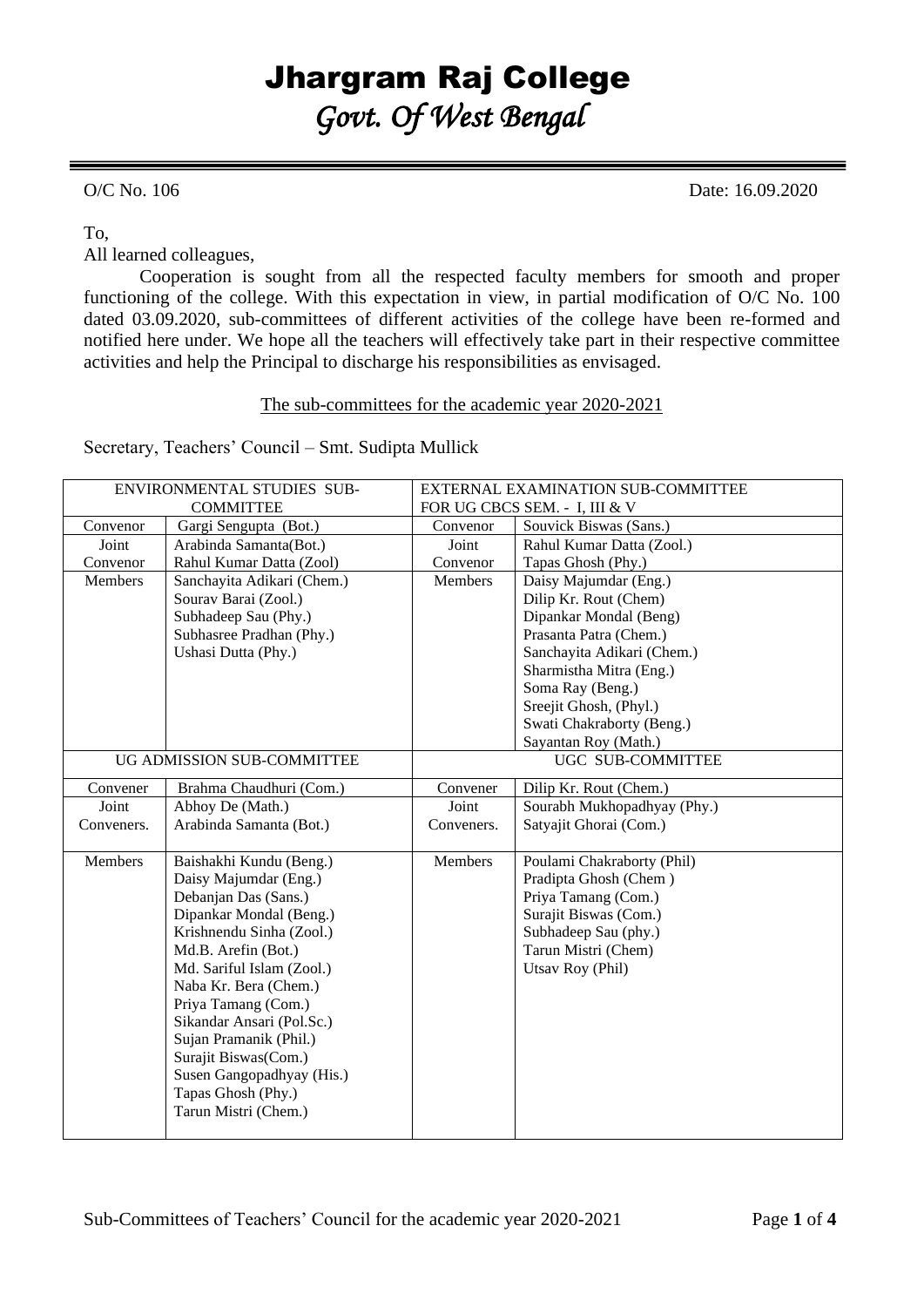# Jhargram Raj College

## *Govt. Of West Bengal*

O/C No. 106 Date: 16.09.2020

To,

All learned colleagues,

Cooperation is sought from all the respected faculty members for smooth and proper functioning of the college. With this expectation in view, in partial modification of O/C No. 100 dated 03.09.2020, sub-committees of different activities of the college have been re-formed and notified here under. We hope all the teachers will effectively take part in their respective committee activities and help the Principal to discharge his responsibilities as envisaged.

The sub-committees for the academic year 2020-2021

Secretary, Teachers' Council – Smt. Sudipta Mullick

| ENVIRONMENTAL STUDIES SUB-COMMITTEE | | EXTERNAL EXAMINATION SUB-COMMITTEE FOR UG CBCS SEM. - I, III & V | |
|---|---|---|---|
| Convenor | Gargi Sengupta (Bot.) | Convenor | Souvick Biswas (Sans.) |
| Joint Convenor | Arabinda Samanta(Bot.)<br>Rahul Kumar Datta (Zool) | Joint Convenor | Rahul Kumar Datta (Zool.)<br>Tapas Ghosh (Phy.) |
| Members | Sanchayita Adikari (Chem.)<br>Sourav Barai (Zool.)<br>Subhadeep Sau (Phy.)<br>Subhasree Pradhan (Phy.)<br>Ushasi Dutta (Phy.) | Members | Daisy Majumdar (Eng.)<br>Dilip Kr. Rout (Chem)<br>Dipankar Mondal (Beng)<br>Prasanta Patra (Chem.)<br>Sanchayita Adikari (Chem.)<br>Sharmistha Mitra (Eng.)<br>Soma Ray (Beng.)<br>Sreejit Ghosh, (Phyl.)<br>Swati Chakraborty (Beng.)<br>Sayantan Roy (Math.) |

| UG ADMISSION SUB-COMMITTEE | | UGC SUB-COMMITTEE | |
|---|---|---|---|
| Convener | Brahma Chaudhuri (Com.) | Convener | Dilip Kr. Rout (Chem.) |
| Joint Conveners. | Abhoy De (Math.)<br>Arabinda Samanta (Bot.) | Joint Conveners. | Sourabh Mukhopadhyay (Phy.)<br>Satyajit Ghorai (Com.) |
| Members | Baishakhi Kundu (Beng.)<br>Daisy Majumdar (Eng.)<br>Debanjan Das (Sans.)<br>Dipankar Mondal (Beng.)<br>Krishnendu Sinha (Zool.)<br>Md.B. Arefin (Bot.)<br>Md. Sariful Islam (Zool.)<br>Naba Kr. Bera (Chem.)<br>Priya Tamang (Com.)<br>Sikandar Ansari (Pol.Sc.)<br>Sujan Pramanik (Phil.)<br>Surajit Biswas(Com.)<br>Susen Gangopadhyay (His.)<br>Tapas Ghosh (Phy.)<br>Tarun Mistri (Chem.) | Members | Poulami Chakraborty (Phil)<br>Pradipta Ghosh (Chem )<br>Priya Tamang (Com.)<br>Surajit Biswas (Com.)<br>Subhadeep Sau (phy.)<br>Tarun Mistri (Chem)<br>Utsav Roy (Phil) |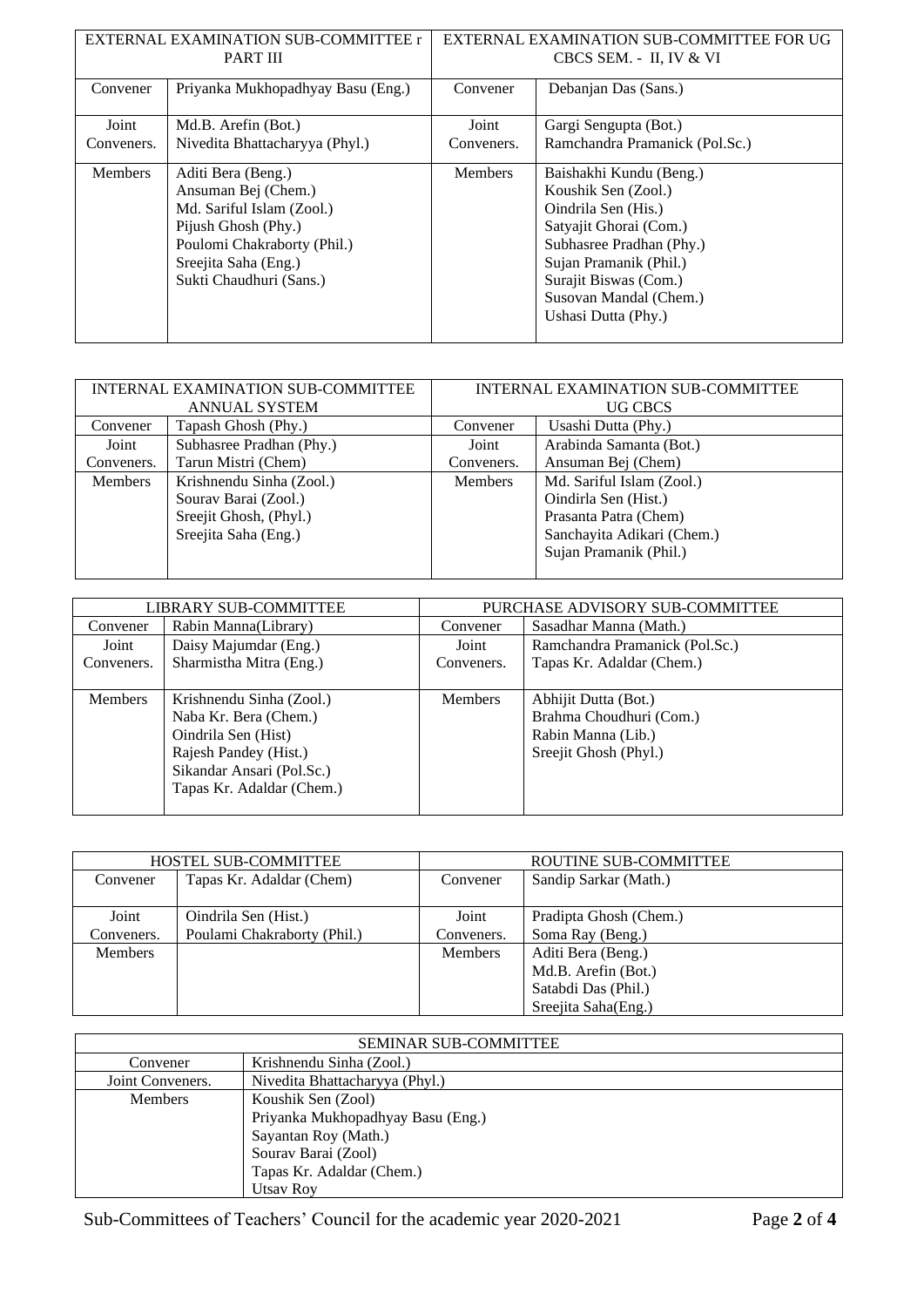| EXTERNAL EXAMINATION SUB-COMMITTEE r PART III | | EXTERNAL EXAMINATION SUB-COMMITTEE FOR UG CBCS SEM. - II, IV & VI | |
|---|---|---|---|
| Convener | Priyanka Mukhopadhyay Basu (Eng.) | Convener | Debanjan Das (Sans.) |
| Joint Conveners. | Md.B. Arefin (Bot.)<br>Nivedita Bhattacharyya (Phyl.) | Joint Conveners. | Gargi Sengupta (Bot.)<br>Ramchandra Pramanick (Pol.Sc.) |
| Members | Aditi Bera (Beng.)<br>Ansuman Bej (Chem.)<br>Md. Sariful Islam (Zool.)<br>Pijush Ghosh (Phy.)<br>Poulomi Chakraborty (Phil.)<br>Sreejita Saha (Eng.)<br>Sukti Chaudhuri (Sans.) | Members | Baishakhi Kundu (Beng.)<br>Koushik Sen (Zool.)<br>Oindrila Sen (His.)<br>Satyajit Ghorai (Com.)<br>Subhasree Pradhan (Phy.)<br>Sujan Pramanik (Phil.)<br>Surajit Biswas (Com.)<br>Susovan Mandal (Chem.)<br>Ushasi Dutta (Phy.) |

| INTERNAL EXAMINATION SUB-COMMITTEE ANNUAL SYSTEM | | INTERNAL EXAMINATION SUB-COMMITTEE UG CBCS | |
|---|---|---|---|
| Convener | Tapash Ghosh (Phy.) | Convener | Usashi Dutta (Phy.) |
| Joint Conveners. | Subhasree Pradhan (Phy.)<br>Tarun Mistri (Chem) | Joint Conveners. | Arabinda Samanta (Bot.)<br>Ansuman Bej (Chem) |
| Members | Krishnendu Sinha (Zool.)<br>Sourav Barai (Zool.)<br>Sreejit Ghosh, (Phyl.)<br>Sreejita Saha (Eng.) | Members | Md. Sariful Islam (Zool.)<br>Oindirla Sen (Hist.)<br>Prasanta Patra (Chem)<br>Sanchayita Adikari (Chem.)<br>Sujan Pramanik (Phil.) |

| LIBRARY SUB-COMMITTEE | | PURCHASE ADVISORY SUB-COMMITTEE | |
|---|---|---|---|
| Convener | Rabin Manna(Library) | Convener | Sasadhar Manna (Math.) |
| Joint Conveners. | Daisy Majumdar (Eng.)<br>Sharmistha Mitra (Eng.) | Joint Conveners. | Ramchandra Pramanick (Pol.Sc.)<br>Tapas Kr. Adaldar (Chem.) |
| Members | Krishnendu Sinha (Zool.)<br>Naba Kr. Bera (Chem.)<br>Oindrila Sen (Hist)<br>Rajesh Pandey (Hist.)<br>Sikandar Ansari (Pol.Sc.)<br>Tapas Kr. Adaldar (Chem.) | Members | Abhijit Dutta (Bot.)<br>Brahma Choudhuri (Com.)<br>Rabin Manna (Lib.)<br>Sreejit Ghosh (Phyl.) |

| HOSTEL SUB-COMMITTEE | | ROUTINE SUB-COMMITTEE | |
|---|---|---|---|
| Convener | Tapas Kr. Adaldar (Chem) | Convener | Sandip Sarkar (Math.) |
| Joint Conveners. | Oindrila Sen (Hist.)<br>Poulami Chakraborty (Phil.) | Joint Conveners. | Pradipta Ghosh (Chem.)<br>Soma Ray (Beng.) |
| Members | | Members | Aditi Bera (Beng.)<br>Md.B. Arefin (Bot.)<br>Satabdi Das (Phil.)<br>Sreejita Saha(Eng.) |

| SEMINAR SUB-COMMITTEE | |
|---|---|
| Convener | Krishnendu Sinha (Zool.) |
| Joint Conveners. | Nivedita Bhattacharyya (Phyl.) |
| Members | Koushik Sen (Zool)<br>Priyanka Mukhopadhyay Basu (Eng.)<br>Sayantan Roy (Math.)<br>Sourav Barai (Zool)<br>Tapas Kr. Adaldar (Chem.)<br>Utsav Roy |

Sub-Committees of Teachers' Council for the academic year 2020-2021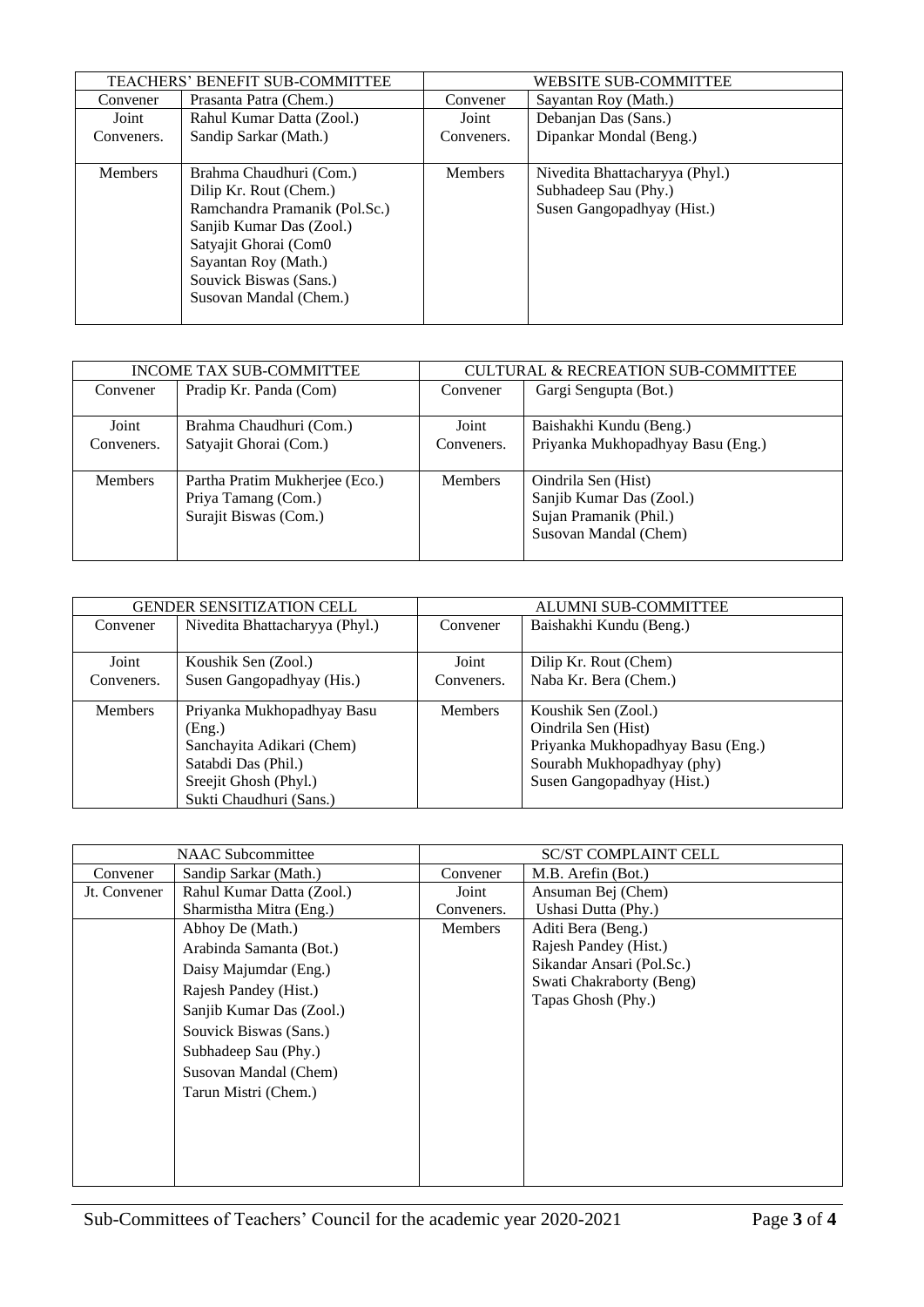| TEACHERS' BENEFIT SUB-COMMITTEE | | WEBSITE SUB-COMMITTEE | |
|---|---|---|---|
| Convener | Prasanta Patra (Chem.) | Convener | Sayantan Roy (Math.) |
| Joint Conveners. | Rahul Kumar Datta (Zool.)<br>Sandip Sarkar (Math.) | Joint Conveners. | Debanjan Das (Sans.)<br>Dipankar Mondal (Beng.) |
| Members | Brahma Chaudhuri (Com.)<br>Dilip Kr. Rout (Chem.)<br>Ramchandra Pramanik (Pol.Sc.)<br>Sanjib Kumar Das (Zool.)<br>Satyajit Ghorai (Com0<br>Sayantan Roy (Math.)<br>Souvick Biswas (Sans.)<br>Susovan Mandal (Chem.) | Members | Nivedita Bhattacharyya (Phyl.)<br>Subhadeep Sau (Phy.)<br>Susen Gangopadhyay (Hist.) |

| INCOME TAX SUB-COMMITTEE | | CULTURAL & RECREATION SUB-COMMITTEE | |
|---|---|---|---|
| Convener | Pradip Kr. Panda (Com) | Convener | Gargi Sengupta (Bot.) |
| Joint Conveners. | Brahma Chaudhuri (Com.)<br>Satyajit Ghorai (Com.) | Joint Conveners. | Baishakhi Kundu (Beng.)<br>Priyanka Mukhopadhyay Basu (Eng.) |
| Members | Partha Pratim Mukherjee (Eco.)<br>Priya Tamang (Com.)<br>Surajit Biswas (Com.) | Members | Oindrila Sen (Hist)<br>Sanjib Kumar Das (Zool.)<br>Sujan Pramanik (Phil.)<br>Susovan Mandal (Chem) |

| GENDER SENSITIZATION CELL | | ALUMNI SUB-COMMITTEE | |
|---|---|---|---|
| Convener | Nivedita Bhattacharyya (Phyl.) | Convener | Baishakhi Kundu (Beng.) |
| Joint Conveners. | Koushik Sen (Zool.)<br>Susen Gangopadhyay (His.) | Joint Conveners. | Dilip Kr. Rout (Chem)<br>Naba Kr. Bera (Chem.) |
| Members | Priyanka Mukhopadhyay Basu (Eng.)<br>Sanchayita Adikari (Chem)<br>Satabdi Das (Phil.)<br>Sreejit Ghosh (Phyl.)<br>Sukti Chaudhuri (Sans.) | Members | Koushik Sen (Zool.)<br>Oindrila Sen (Hist)<br>Priyanka Mukhopadhyay Basu (Eng.)<br>Sourabh Mukhopadhyay (phy)<br>Susen Gangopadhyay (Hist.) |

| NAAC Subcommittee | | SC/ST COMPLAINT CELL | |
|---|---|---|---|
| Convener | Sandip Sarkar (Math.) | Convener | M.B. Arefin (Bot.) |
| Jt. Convener | Rahul Kumar Datta (Zool.)<br>Sharmistha Mitra (Eng.) | Joint Conveners. | Ansuman Bej (Chem)<br>Ushasi Dutta (Phy.) |
| | Abhoy De (Math.)<br>Arabinda Samanta (Bot.)<br>Daisy Majumdar (Eng.)<br>Rajesh Pandey (Hist.)<br>Sanjib Kumar Das (Zool.)<br>Souvick Biswas (Sans.)<br>Subhadeep Sau (Phy.)<br>Susovan Mandal (Chem)<br>Tarun Mistri (Chem.) | Members | Aditi Bera (Beng.)<br>Rajesh Pandey (Hist.)<br>Sikandar Ansari (Pol.Sc.)<br>Swati Chakraborty (Beng)<br>Tapas Ghosh (Phy.) |

Sub-Committees of Teachers' Council for the academic year 2020-2021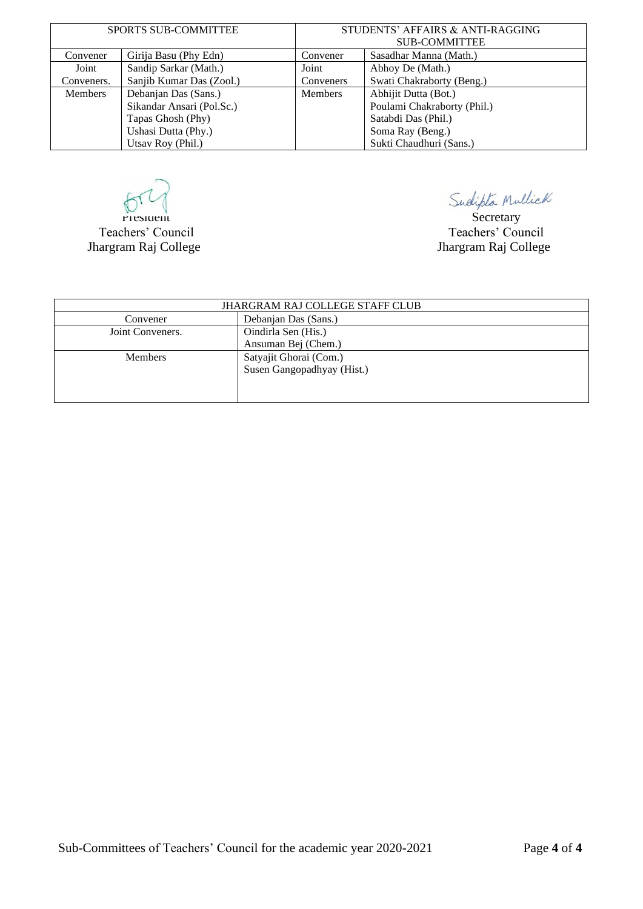| SPORTS SUB-COMMITTEE | |
|---|---|
| Convener | Girija Basu (Phy Edn) |
| Joint Conveners. | Sandip Sarkar (Math.)<br>Sanjib Kumar Das (Zool.) |
| Members | Debanjan Das (Sans.)<br>Sikandar Ansari (Pol.Sc.)<br>Tapas Ghosh (Phy)<br>Ushasi Dutta (Phy.)<br>Utsav Roy (Phil.) |

| STUDENTS' AFFAIRS & ANTI-RAGGING SUB-COMMITTEE | |
|---|---|
| Convener | Sasadhar Manna (Math.) |
| Joint Conveners | Abhoy De (Math.)<br>Swati Chakraborty (Beng.) |
| Members | Abhijit Dutta (Bot.)<br>Poulami Chakraborty (Phil.)<br>Satabdi Das (Phil.)<br>Soma Ray (Beng.)<br>Sukti Chaudhuri (Sans.) |

President
Teachers' Council
Jhargram Raj College

Sudipta Mullick
Secretary
Teachers' Council
Jhargram Raj College

| JHARGRAM RAJ COLLEGE STAFF CLUB | |
|---|---|
| Convener | Debanjan Das (Sans.) |
| Joint Conveners. | Oindirla Sen (His.)<br>Ansuman Bej (Chem.) |
| Members | Satyajit Ghorai (Com.)<br>Susen Gangopadhyay (Hist.) |

Sub-Committees of Teachers' Council for the academic year 2020-2021